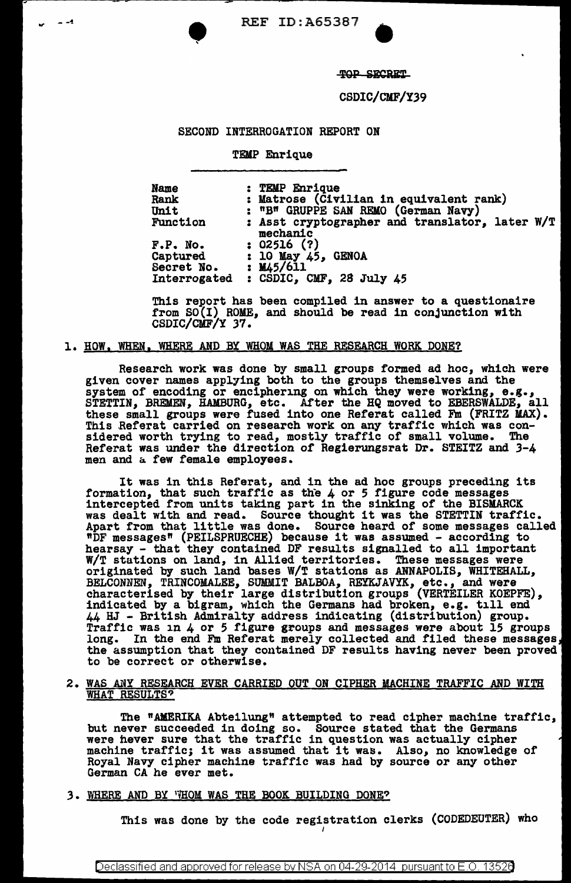REF ID:A65387

~~TOP SECRET~~

CSDIC/CMF/Y39

SECOND INTERROGATION REPORT ON

TEMP Enrique

| | |
|---|---|
| Name | : TEMP Enrique |
| Rank | : Matrose (Civilian in equivalent rank) |
| Unit | : "B" GRUPPE SAN REMO (German Navy) |
| Function | : Asst cryptographer and translator, later W/T mechanic |
| F.P. No. | : 02516 (?) |
| Captured | : 10 May 45, GENOA |
| Secret No. | : M45/611 |
| Interrogated | : CSDIC, CMF, 28 July 45 |

This report has been compiled in answer to a questionaire from SO(I) ROME, and should be read in conjunction with CSDIC/CMF/Y 37.

1. HOW, WHEN, WHERE AND BY WHOM WAS THE RESEARCH WORK DONE?

Research work was done by small groups formed ad hoc, which were given cover names applying both to the groups themselves and the system of encoding or enciphering on which they were working, e.g., STETTIN, BREMEN, HAMBURG, etc. After the HQ moved to EBERSWALDE, all these small groups were fused into one Referat called Fm (FRITZ MAX). This Referat carried on research work on any traffic which was considered worth trying to read, mostly traffic of small volume. The Referat was under the direction of Regierungsrat Dr. STEITZ and 3-4 men and a few female employees.

It was in this Referat, and in the ad hoc groups preceding its formation, that such traffic as the 4 or 5 figure code messages intercepted from units taking part in the sinking of the BISMARCK was dealt with and read. Source thought it was the STETTIN traffic. Apart from that little was done. Source heard of some messages called "DF messages" (PEILSPRUECHE) because it was assumed - according to hearsay - that they contained DF results signalled to all important W/T stations on land, in Allied territories. These messages were originated by such land bases W/T stations as ANNAPOLIS, WHITEHALL, BELCONNEN, TRINCOMALEE, SUMMIT BALBOA, REYKJAVYK, etc., and were characterised by their large distribution groups (VERTEILER KOEPFE), indicated by a bigram, which the Germans had broken, e.g. till end 44 HJ - British Admiralty address indicating (distribution) group. Traffic was in 4 or 5 figure groups and messages were about 15 groups long. In the end Fm Referat merely collected and filed these messages, the assumption that they contained DF results having never been proved to be correct or otherwise.

2. WAS ANY RESEARCH EVER CARRIED OUT ON CIPHER MACHINE TRAFFIC AND WITH WHAT RESULTS?

The "AMERIKA Abteilung" attempted to read cipher machine traffic, but never succeeded in doing so. Source stated that the Germans were never sure that the traffic in question was actually cipher machine traffic; it was assumed that it was. Also, no knowledge of Royal Navy cipher machine traffic was had by source or any other German CA he ever met.

3. WHERE AND BY WHOM WAS THE BOOK BUILDING DONE?

This was done by the code registration clerks (CODEDEUTER) who

Declassified and approved for release by NSA on 04-29-2014 pursuant to E.O. 13526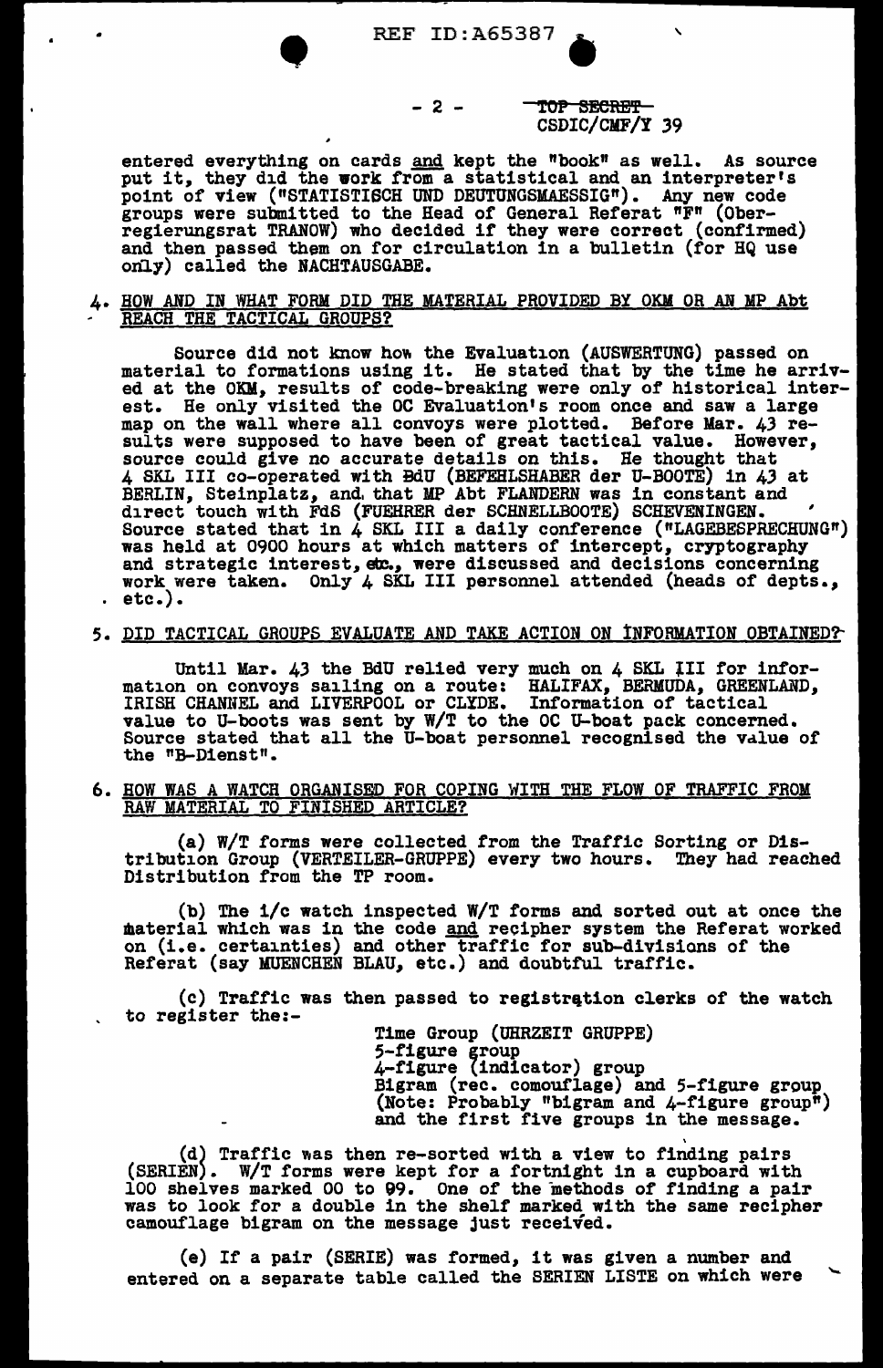TOP SECRET
CSDIC/CMF/Y 39

entered everything on cards and kept the "book" as well. As source put it, they did the work from a statistical and an interpreter's point of view ("STATISTISCH UND DEUTUNGSMAESSIG"). Any new code groups were submitted to the Head of General Referat "F" (Oberregierungsrat TRANOW) who decided if they were correct (confirmed) and then passed them on for circulation in a bulletin (for HQ use only) called the NACHTAUSGABE.

4. HOW AND IN WHAT FORM DID THE MATERIAL PROVIDED BY OKM OR AN MP Abt REACH THE TACTICAL GROUPS?

Source did not know how the Evaluation (AUSWERTUNG) passed on material to formations using it. He stated that by the time he arrived at the OKM, results of code-breaking were only of historical interest. He only visited the OC Evaluation's room once and saw a large map on the wall where all convoys were plotted. Before Mar. 43 results were supposed to have been of great tactical value. However, source could give no accurate details on this. He thought that 4 SKL III co-operated with BdU (BEFEHLSHABER der U-BOOTE) in 43 at BERLIN, Steinplatz, and that MP Abt FLANDERN was in constant and direct touch with FdS (FUEHRER der SCHNELLBOOTE) SCHEVENINGEN. Source stated that in 4 SKL III a daily conference ("LAGEBESPRECHUNG") was held at 0900 hours at which matters of intercept, cryptography and strategic interest, etc., were discussed and decisions concerning work were taken. Only 4 SKL III personnel attended (heads of depts., etc.).

5. DID TACTICAL GROUPS EVALUATE AND TAKE ACTION ON INFORMATION OBTAINED?

Until Mar. 43 the BdU relied very much on 4 SKL III for information on convoys sailing on a route: HALIFAX, BERMUDA, GREENLAND, IRISH CHANNEL and LIVERPOOL or CLYDE. Information of tactical value to U-boots was sent by W/T to the OC U-boat pack concerned. Source stated that all the U-boat personnel recognised the value of the "B-Dienst".

6. HOW WAS A WATCH ORGANISED FOR COPING WITH THE FLOW OF TRAFFIC FROM RAW MATERIAL TO FINISHED ARTICLE?

(a) W/T forms were collected from the Traffic Sorting or Distribution Group (VERTEILER-GRUPPE) every two hours. They had reached Distribution from the TP room.

(b) The i/c watch inspected W/T forms and sorted out at once the material which was in the code and recipher system the Referat worked on (i.e. certainties) and other traffic for sub-divisions of the Referat (say MUENCHEN BLAU, etc.) and doubtful traffic.

(c) Traffic was then passed to registration clerks of the watch to register the:-

Time Group (UHRZEIT GRUPPE)
5-figure group
4-figure (indicator) group
Bigram (rec. comouflage) and 5-figure group
(Note: Probably "bigram and 4-figure group")
and the first five groups in the message.

(d) Traffic was then re-sorted with a view to finding pairs (SERIEN). W/T forms were kept for a fortnight in a cupboard with 100 shelves marked 00 to 99. One of the methods of finding a pair was to look for a double in the shelf marked with the same recipher camouflage bigram on the message just received.

(e) If a pair (SERIE) was formed, it was given a number and entered on a separate table called the SERIEN LISTE on which were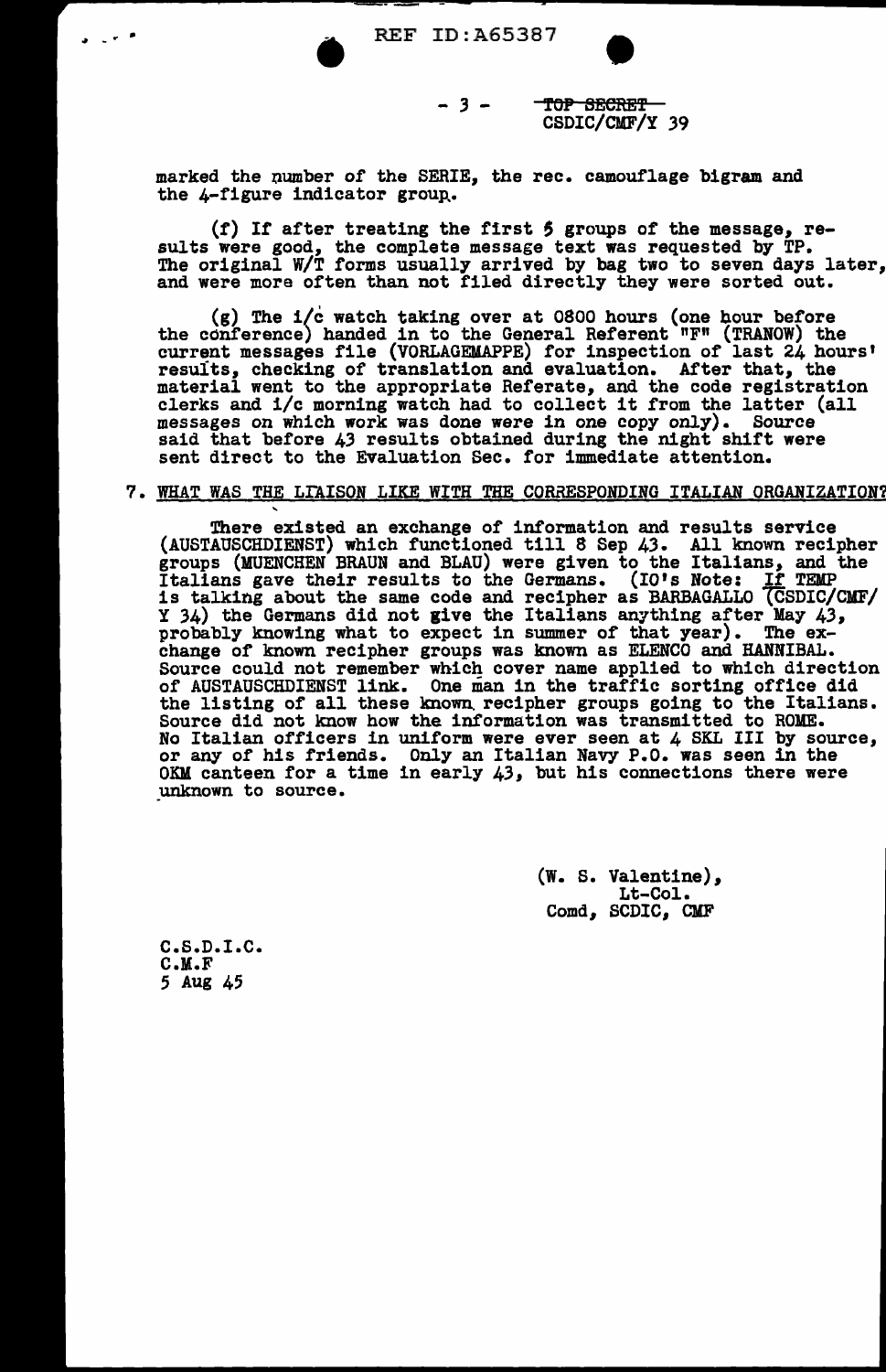REF ID:A65387

TOP SECRET
CSDIC/CMF/Y 39

marked the number of the SERIE, the rec. camouflage bigram and the 4-figure indicator group.

(f) If after treating the first 5 groups of the message, results were good, the complete message text was requested by TP. The original W/T forms usually arrived by bag two to seven days later, and were more often than not filed directly they were sorted out.

(g) The i/c watch taking over at 0800 hours (one hour before the conference) handed in to the General Referent "F" (TRANOW) the current messages file (VORLAGEMAPPE) for inspection of last 24 hours' results, checking of translation and evaluation. After that, the material went to the appropriate Referate, and the code registration clerks and i/c morning watch had to collect it from the latter (all messages on which work was done were in one copy only). Source said that before 43 results obtained during the night shift were sent direct to the Evaluation Sec. for immediate attention.

7. WHAT WAS THE LIAISON LIKE WITH THE CORRESPONDING ITALIAN ORGANIZATION?

There existed an exchange of information and results service (AUSTAUSCHDIENST) which functioned till 8 Sep 43. All known recipher groups (MUENCHEN BRAUN and BLAU) were given to the Italians, and the Italians gave their results to the Germans. (IO's Note: *If* TEMP is talking about the same code and recipher as BARBAGALLO (CSDIC/CMF/Y 34) the Germans did not give the Italians anything after May 43, probably knowing what to expect in summer of that year). The exchange of known recipher groups was known as ELENCO and HANNIBAL. Source could not remember which cover name applied to which direction of AUSTAUSCHDIENST link. One man in the traffic sorting office did the listing of all these known recipher groups going to the Italians. Source did not know how the information was transmitted to ROME. No Italian officers in uniform were ever seen at 4 SKL III by source, or any of his friends. Only an Italian Navy P.O. was seen in the OKM canteen for a time in early 43, but his connections there were unknown to source.

(W. S. Valentine),
Lt-Col.
Comd, SCDIC, CMF

C.S.D.I.C.
C.M.F
5 Aug 45